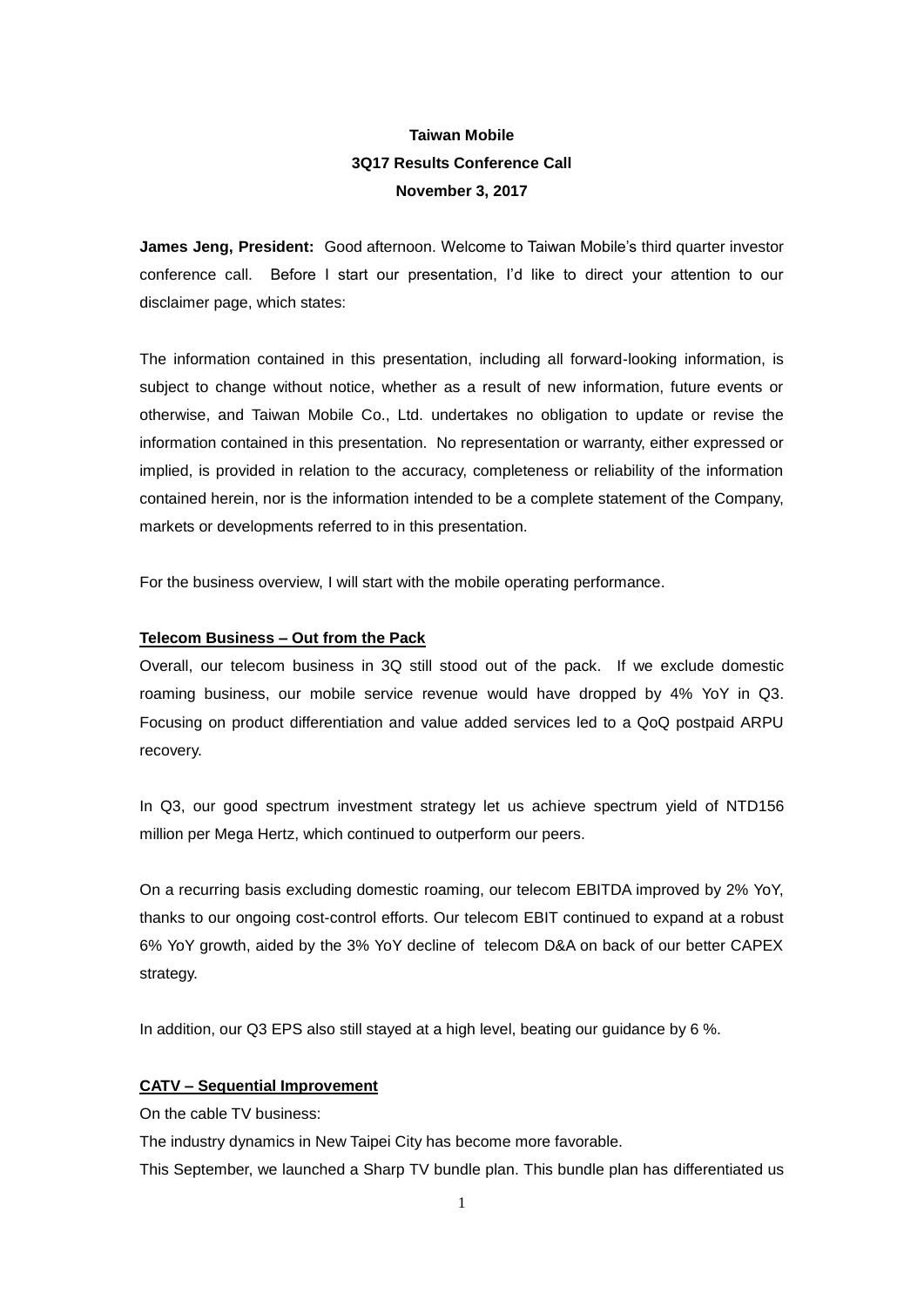**Taiwan Mobile**
**3Q17 Results Conference Call**
**November 3, 2017**

**James Jeng, President:** Good afternoon. Welcome to Taiwan Mobile's third quarter investor conference call. Before I start our presentation, I'd like to direct your attention to our disclaimer page, which states:

The information contained in this presentation, including all forward-looking information, is subject to change without notice, whether as a result of new information, future events or otherwise, and Taiwan Mobile Co., Ltd. undertakes no obligation to update or revise the information contained in this presentation. No representation or warranty, either expressed or implied, is provided in relation to the accuracy, completeness or reliability of the information contained herein, nor is the information intended to be a complete statement of the Company, markets or developments referred to in this presentation.

For the business overview, I will start with the mobile operating performance.

**Telecom Business – Out from the Pack**

Overall, our telecom business in 3Q still stood out of the pack. If we exclude domestic roaming business, our mobile service revenue would have dropped by 4% YoY in Q3. Focusing on product differentiation and value added services led to a QoQ postpaid ARPU recovery.

In Q3, our good spectrum investment strategy let us achieve spectrum yield of NTD156 million per Mega Hertz, which continued to outperform our peers.

On a recurring basis excluding domestic roaming, our telecom EBITDA improved by 2% YoY, thanks to our ongoing cost-control efforts. Our telecom EBIT continued to expand at a robust 6% YoY growth, aided by the 3% YoY decline of telecom D&A on back of our better CAPEX strategy.

In addition, our Q3 EPS also still stayed at a high level, beating our guidance by 6 %.

**CATV – Sequential Improvement**

On the cable TV business:

The industry dynamics in New Taipei City has become more favorable.

This September, we launched a Sharp TV bundle plan. This bundle plan has differentiated us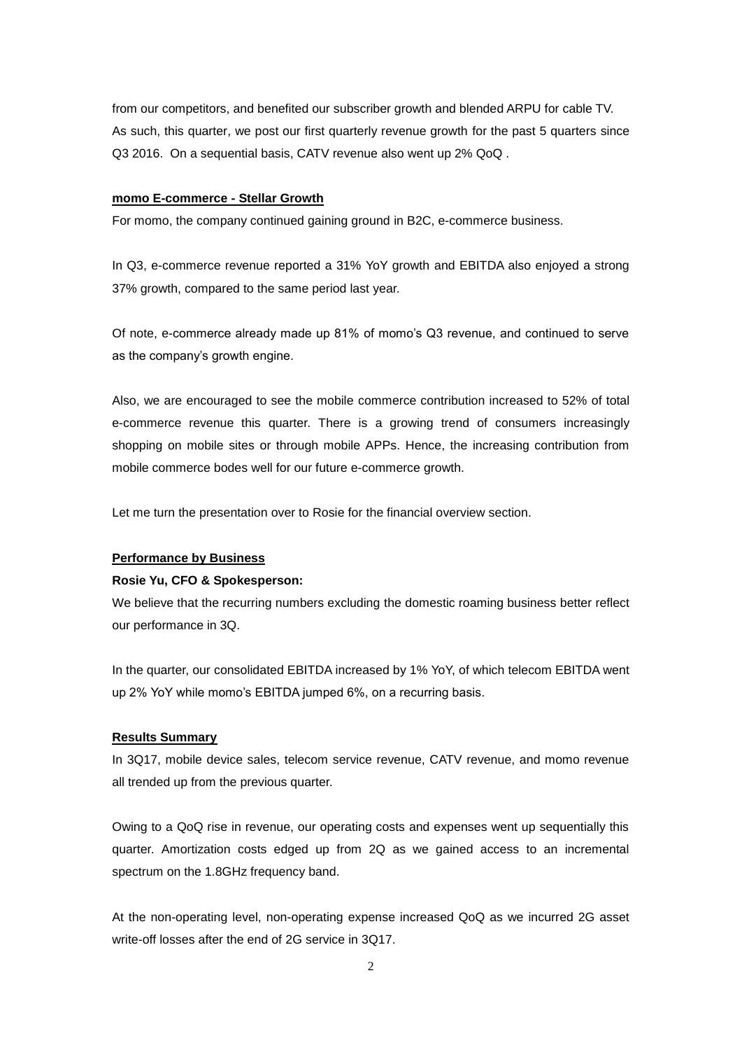from our competitors, and benefited our subscriber growth and blended ARPU for cable TV. As such, this quarter, we post our first quarterly revenue growth for the past 5 quarters since Q3 2016. On a sequential basis, CATV revenue also went up 2% QoQ .

**momo E-commerce - Stellar Growth**

For momo, the company continued gaining ground in B2C, e-commerce business.

In Q3, e-commerce revenue reported a 31% YoY growth and EBITDA also enjoyed a strong 37% growth, compared to the same period last year.

Of note, e-commerce already made up 81% of momo's Q3 revenue, and continued to serve as the company's growth engine.

Also, we are encouraged to see the mobile commerce contribution increased to 52% of total e-commerce revenue this quarter. There is a growing trend of consumers increasingly shopping on mobile sites or through mobile APPs. Hence, the increasing contribution from mobile commerce bodes well for our future e-commerce growth.

Let me turn the presentation over to Rosie for the financial overview section.

**Performance by Business**

**Rosie Yu, CFO & Spokesperson:**

We believe that the recurring numbers excluding the domestic roaming business better reflect our performance in 3Q.

In the quarter, our consolidated EBITDA increased by 1% YoY, of which telecom EBITDA went up 2% YoY while momo's EBITDA jumped 6%, on a recurring basis.

**Results Summary**

In 3Q17, mobile device sales, telecom service revenue, CATV revenue, and momo revenue all trended up from the previous quarter.

Owing to a QoQ rise in revenue, our operating costs and expenses went up sequentially this quarter. Amortization costs edged up from 2Q as we gained access to an incremental spectrum on the 1.8GHz frequency band.

At the non-operating level, non-operating expense increased QoQ as we incurred 2G asset write-off losses after the end of 2G service in 3Q17.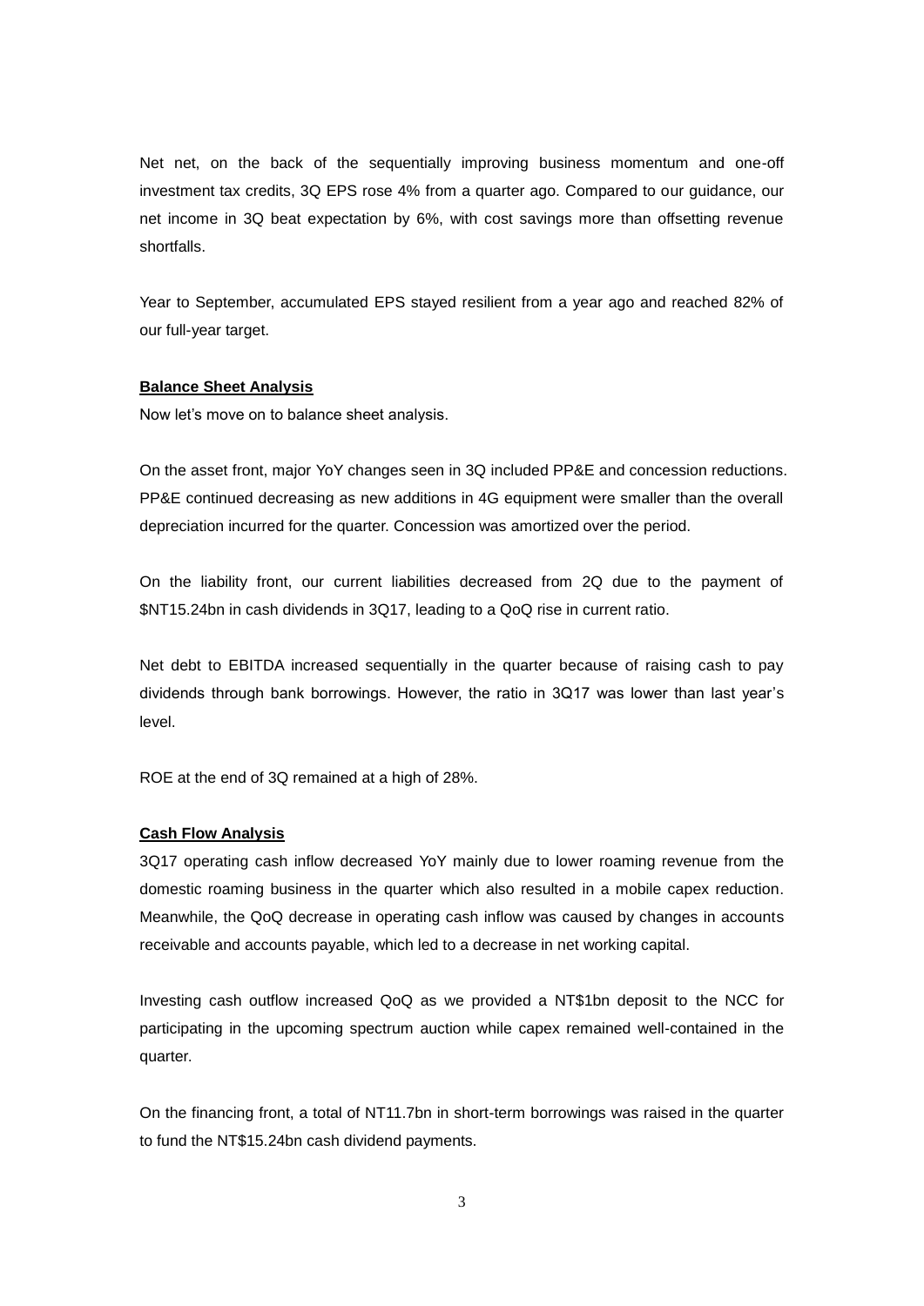Net net, on the back of the sequentially improving business momentum and one-off investment tax credits, 3Q EPS rose 4% from a quarter ago. Compared to our guidance, our net income in 3Q beat expectation by 6%, with cost savings more than offsetting revenue shortfalls.

Year to September, accumulated EPS stayed resilient from a year ago and reached 82% of our full-year target.

**Balance Sheet Analysis**

Now let's move on to balance sheet analysis.

On the asset front, major YoY changes seen in 3Q included PP&E and concession reductions. PP&E continued decreasing as new additions in 4G equipment were smaller than the overall depreciation incurred for the quarter. Concession was amortized over the period.

On the liability front, our current liabilities decreased from 2Q due to the payment of $NT15.24bn in cash dividends in 3Q17, leading to a QoQ rise in current ratio.

Net debt to EBITDA increased sequentially in the quarter because of raising cash to pay dividends through bank borrowings. However, the ratio in 3Q17 was lower than last year's level.

ROE at the end of 3Q remained at a high of 28%.

**Cash Flow Analysis**

3Q17 operating cash inflow decreased YoY mainly due to lower roaming revenue from the domestic roaming business in the quarter which also resulted in a mobile capex reduction. Meanwhile, the QoQ decrease in operating cash inflow was caused by changes in accounts receivable and accounts payable, which led to a decrease in net working capital.

Investing cash outflow increased QoQ as we provided a NT$1bn deposit to the NCC for participating in the upcoming spectrum auction while capex remained well-contained in the quarter.

On the financing front, a total of NT11.7bn in short-term borrowings was raised in the quarter to fund the NT$15.24bn cash dividend payments.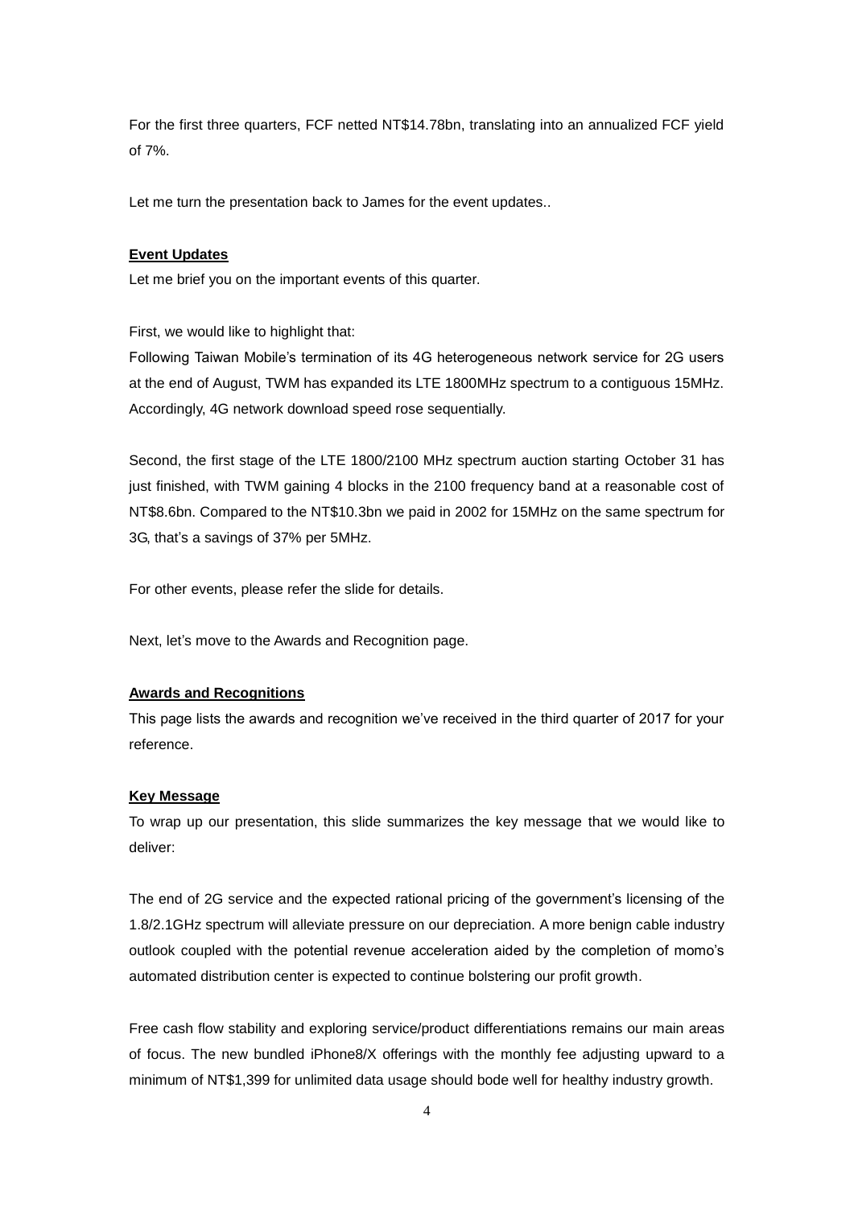For the first three quarters, FCF netted NT$14.78bn, translating into an annualized FCF yield of 7%.

Let me turn the presentation back to James for the event updates..

**Event Updates**

Let me brief you on the important events of this quarter.

First, we would like to highlight that:

Following Taiwan Mobile's termination of its 4G heterogeneous network service for 2G users at the end of August, TWM has expanded its LTE 1800MHz spectrum to a contiguous 15MHz. Accordingly, 4G network download speed rose sequentially.

Second, the first stage of the LTE 1800/2100 MHz spectrum auction starting October 31 has just finished, with TWM gaining 4 blocks in the 2100 frequency band at a reasonable cost of NT$8.6bn. Compared to the NT$10.3bn we paid in 2002 for 15MHz on the same spectrum for 3G, that's a savings of 37% per 5MHz.

For other events, please refer the slide for details.

Next, let's move to the Awards and Recognition page.

**Awards and Recognitions**

This page lists the awards and recognition we've received in the third quarter of 2017 for your reference.

**Key Message**

To wrap up our presentation, this slide summarizes the key message that we would like to deliver:

The end of 2G service and the expected rational pricing of the government's licensing of the 1.8/2.1GHz spectrum will alleviate pressure on our depreciation. A more benign cable industry outlook coupled with the potential revenue acceleration aided by the completion of momo's automated distribution center is expected to continue bolstering our profit growth.

Free cash flow stability and exploring service/product differentiations remains our main areas of focus. The new bundled iPhone8/X offerings with the monthly fee adjusting upward to a minimum of NT$1,399 for unlimited data usage should bode well for healthy industry growth.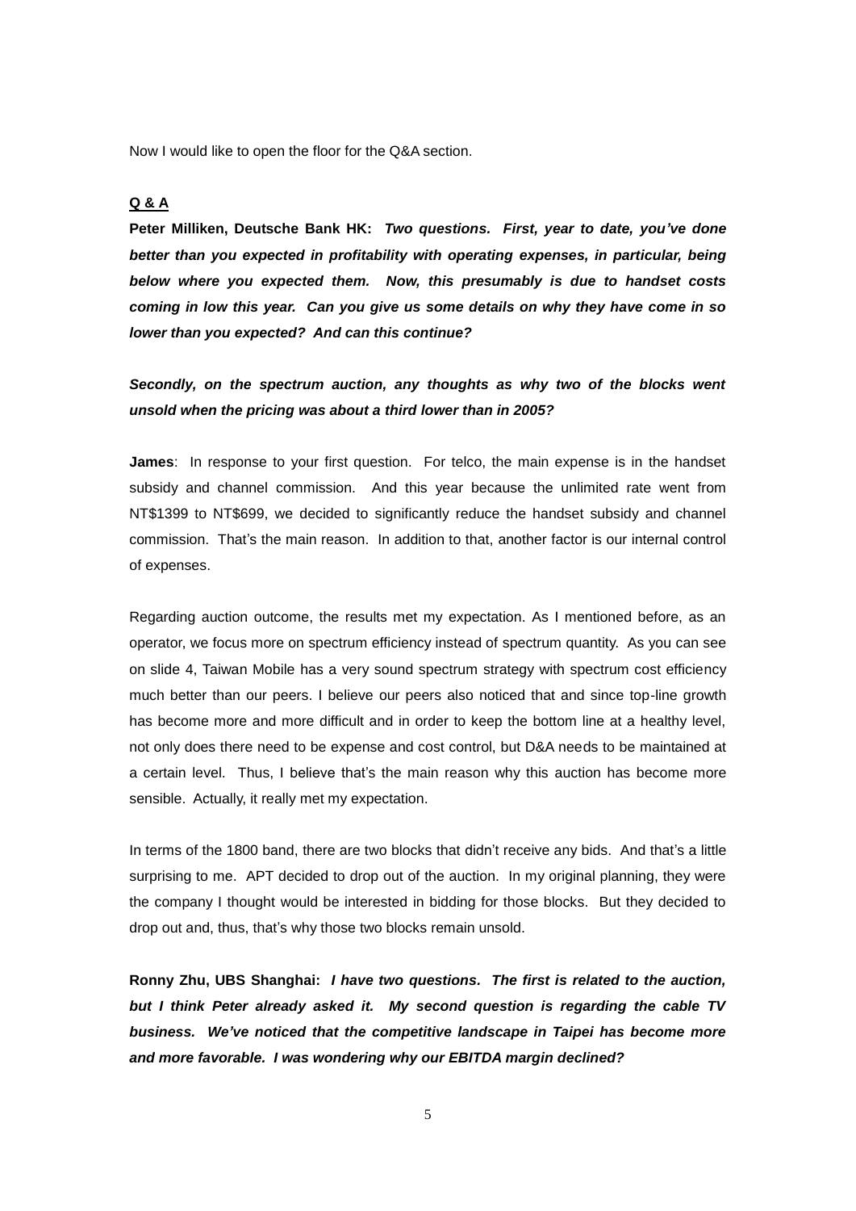Now I would like to open the floor for the Q&A section.

**Q & A**

**Peter Milliken, Deutsche Bank HK:** ***Two questions. First, year to date, you've done better than you expected in profitability with operating expenses, in particular, being below where you expected them. Now, this presumably is due to handset costs coming in low this year. Can you give us some details on why they have come in so lower than you expected? And can this continue?***

***Secondly, on the spectrum auction, any thoughts as why two of the blocks went unsold when the pricing was about a third lower than in 2005?***

**James**: In response to your first question. For telco, the main expense is in the handset subsidy and channel commission. And this year because the unlimited rate went from NT$1399 to NT$699, we decided to significantly reduce the handset subsidy and channel commission. That's the main reason. In addition to that, another factor is our internal control of expenses.

Regarding auction outcome, the results met my expectation. As I mentioned before, as an operator, we focus more on spectrum efficiency instead of spectrum quantity. As you can see on slide 4, Taiwan Mobile has a very sound spectrum strategy with spectrum cost efficiency much better than our peers. I believe our peers also noticed that and since top-line growth has become more and more difficult and in order to keep the bottom line at a healthy level, not only does there need to be expense and cost control, but D&A needs to be maintained at a certain level. Thus, I believe that's the main reason why this auction has become more sensible. Actually, it really met my expectation.

In terms of the 1800 band, there are two blocks that didn't receive any bids. And that's a little surprising to me. APT decided to drop out of the auction. In my original planning, they were the company I thought would be interested in bidding for those blocks. But they decided to drop out and, thus, that's why those two blocks remain unsold.

**Ronny Zhu, UBS Shanghai:** ***I have two questions. The first is related to the auction, but I think Peter already asked it. My second question is regarding the cable TV business. We've noticed that the competitive landscape in Taipei has become more and more favorable. I was wondering why our EBITDA margin declined?***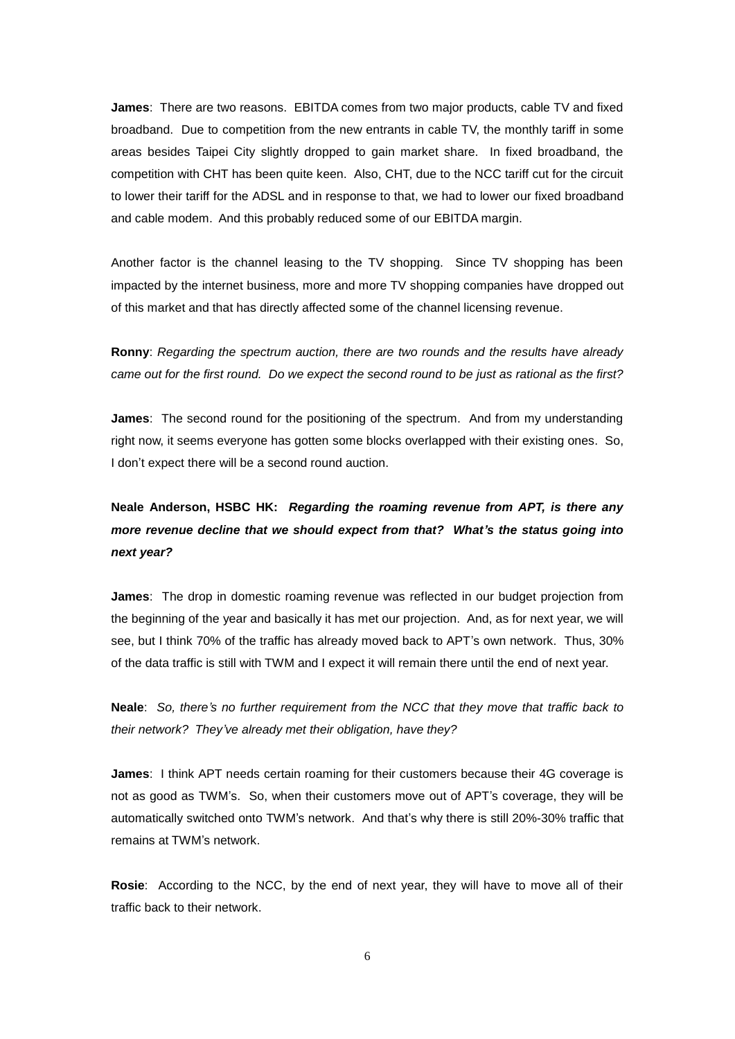**James**: There are two reasons. EBITDA comes from two major products, cable TV and fixed broadband. Due to competition from the new entrants in cable TV, the monthly tariff in some areas besides Taipei City slightly dropped to gain market share. In fixed broadband, the competition with CHT has been quite keen. Also, CHT, due to the NCC tariff cut for the circuit to lower their tariff for the ADSL and in response to that, we had to lower our fixed broadband and cable modem. And this probably reduced some of our EBITDA margin.

Another factor is the channel leasing to the TV shopping. Since TV shopping has been impacted by the internet business, more and more TV shopping companies have dropped out of this market and that has directly affected some of the channel licensing revenue.

**Ronny**: *Regarding the spectrum auction, there are two rounds and the results have already came out for the first round. Do we expect the second round to be just as rational as the first?*

**James**: The second round for the positioning of the spectrum. And from my understanding right now, it seems everyone has gotten some blocks overlapped with their existing ones. So, I don't expect there will be a second round auction.

**Neale Anderson, HSBC HK:** ***Regarding the roaming revenue from APT, is there any more revenue decline that we should expect from that? What's the status going into next year?***

**James**: The drop in domestic roaming revenue was reflected in our budget projection from the beginning of the year and basically it has met our projection. And, as for next year, we will see, but I think 70% of the traffic has already moved back to APT's own network. Thus, 30% of the data traffic is still with TWM and I expect it will remain there until the end of next year.

**Neale**: *So, there's no further requirement from the NCC that they move that traffic back to their network? They've already met their obligation, have they?*

**James**: I think APT needs certain roaming for their customers because their 4G coverage is not as good as TWM's. So, when their customers move out of APT's coverage, they will be automatically switched onto TWM's network. And that's why there is still 20%-30% traffic that remains at TWM's network.

**Rosie**: According to the NCC, by the end of next year, they will have to move all of their traffic back to their network.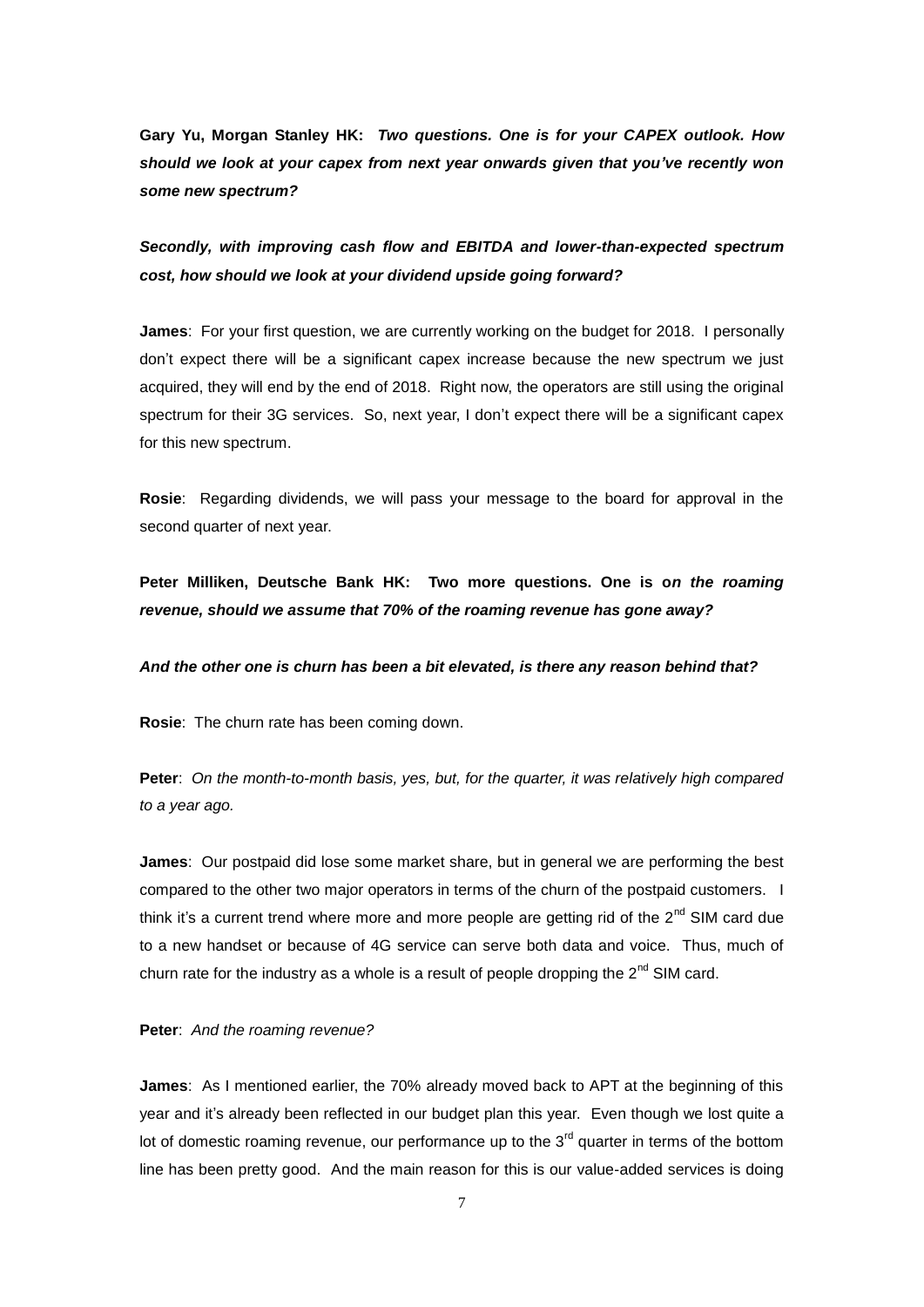**Gary Yu, Morgan Stanley HK:** ***Two questions. One is for your CAPEX outlook. How should we look at your capex from next year onwards given that you've recently won some new spectrum?***

***Secondly, with improving cash flow and EBITDA and lower-than-expected spectrum cost, how should we look at your dividend upside going forward?***

**James**: For your first question, we are currently working on the budget for 2018. I personally don't expect there will be a significant capex increase because the new spectrum we just acquired, they will end by the end of 2018. Right now, the operators are still using the original spectrum for their 3G services. So, next year, I don't expect there will be a significant capex for this new spectrum.

**Rosie**: Regarding dividends, we will pass your message to the board for approval in the second quarter of next year.

**Peter Milliken, Deutsche Bank HK: Two more questions. One is o*n the roaming revenue, should we assume that 70% of the roaming revenue has gone away?***

***And the other one is churn has been a bit elevated, is there any reason behind that?***

**Rosie**: The churn rate has been coming down.

**Peter**: *On the month-to-month basis, yes, but, for the quarter, it was relatively high compared to a year ago.*

**James**: Our postpaid did lose some market share, but in general we are performing the best compared to the other two major operators in terms of the churn of the postpaid customers. I think it's a current trend where more and more people are getting rid of the 2nd SIM card due to a new handset or because of 4G service can serve both data and voice. Thus, much of churn rate for the industry as a whole is a result of people dropping the 2nd SIM card.

**Peter**: *And the roaming revenue?*

**James**: As I mentioned earlier, the 70% already moved back to APT at the beginning of this year and it's already been reflected in our budget plan this year. Even though we lost quite a lot of domestic roaming revenue, our performance up to the 3rd quarter in terms of the bottom line has been pretty good. And the main reason for this is our value-added services is doing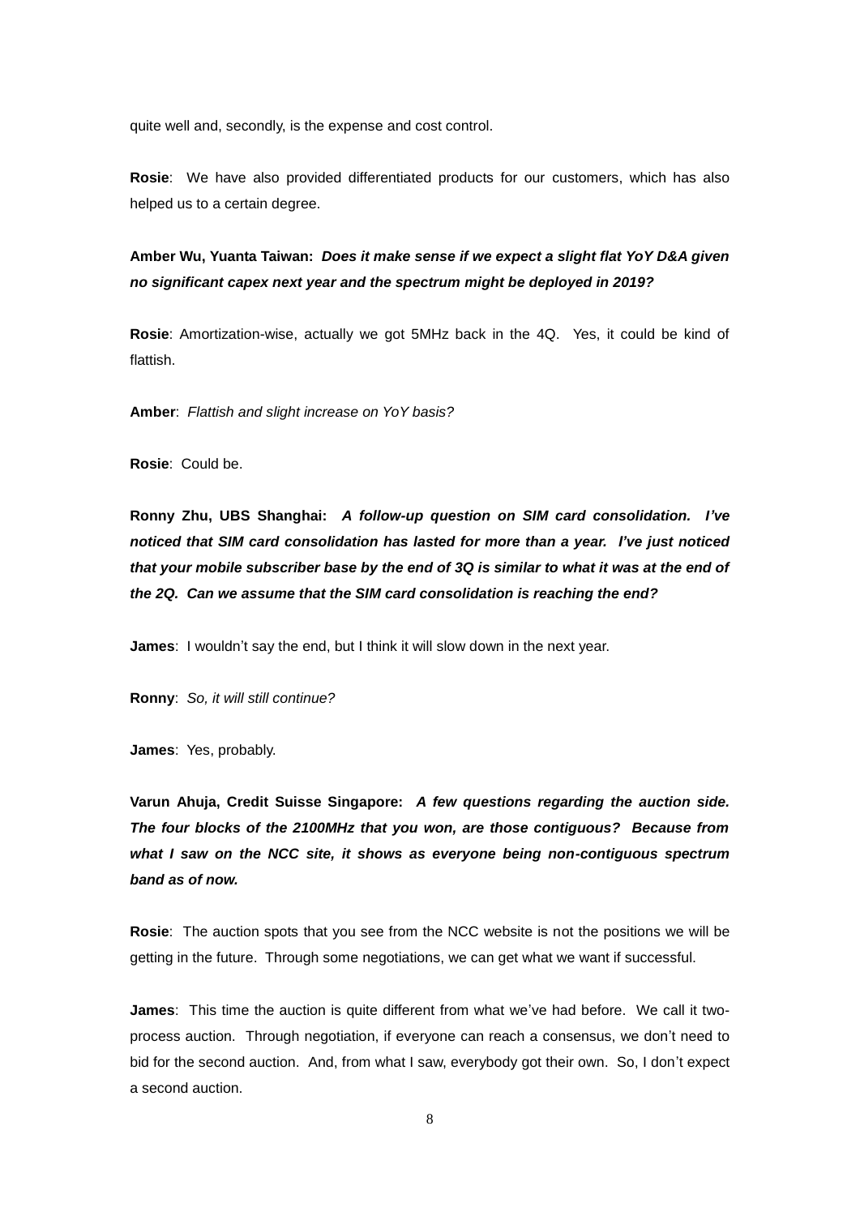quite well and, secondly, is the expense and cost control.

**Rosie**: We have also provided differentiated products for our customers, which has also helped us to a certain degree.

**Amber Wu, Yuanta Taiwan:** ***Does it make sense if we expect a slight flat YoY D&A given no significant capex next year and the spectrum might be deployed in 2019?***

**Rosie**: Amortization-wise, actually we got 5MHz back in the 4Q. Yes, it could be kind of flattish.

**Amber**: *Flattish and slight increase on YoY basis?*

**Rosie**: Could be.

**Ronny Zhu, UBS Shanghai:** ***A follow-up question on SIM card consolidation. I've noticed that SIM card consolidation has lasted for more than a year. I've just noticed that your mobile subscriber base by the end of 3Q is similar to what it was at the end of the 2Q. Can we assume that the SIM card consolidation is reaching the end?***

**James**: I wouldn't say the end, but I think it will slow down in the next year.

**Ronny**: *So, it will still continue?*

**James**: Yes, probably.

**Varun Ahuja, Credit Suisse Singapore:** ***A few questions regarding the auction side. The four blocks of the 2100MHz that you won, are those contiguous? Because from what I saw on the NCC site, it shows as everyone being non-contiguous spectrum band as of now.***

**Rosie**: The auction spots that you see from the NCC website is not the positions we will be getting in the future. Through some negotiations, we can get what we want if successful.

**James**: This time the auction is quite different from what we've had before. We call it two-process auction. Through negotiation, if everyone can reach a consensus, we don't need to bid for the second auction. And, from what I saw, everybody got their own. So, I don't expect a second auction.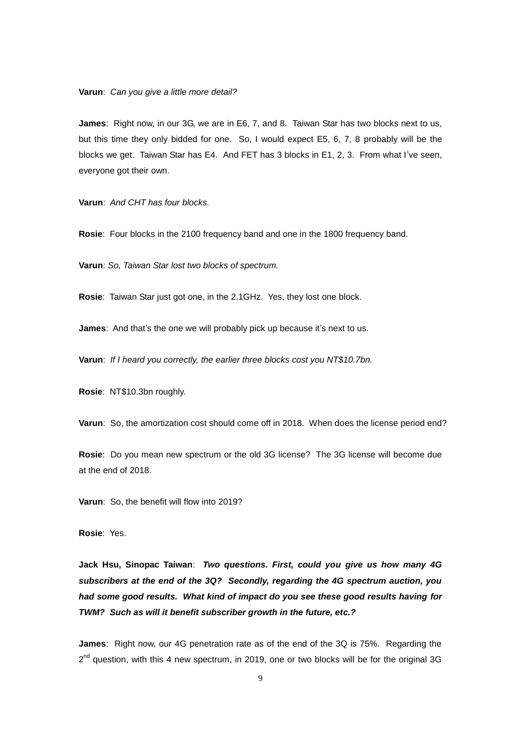**Varun**: *Can you give a little more detail?*

**James**: Right now, in our 3G, we are in E6, 7, and 8. Taiwan Star has two blocks next to us, but this time they only bidded for one. So, I would expect E5, 6, 7, 8 probably will be the blocks we get. Taiwan Star has E4. And FET has 3 blocks in E1, 2, 3. From what I've seen, everyone got their own.

**Varun**: *And CHT has four blocks.*

**Rosie**: Four blocks in the 2100 frequency band and one in the 1800 frequency band.

**Varun**: *So, Taiwan Star lost two blocks of spectrum.*

**Rosie**: Taiwan Star just got one, in the 2.1GHz. Yes, they lost one block.

**James**: And that's the one we will probably pick up because it's next to us.

**Varun**: *If I heard you correctly, the earlier three blocks cost you NT$10.7bn.*

**Rosie**: NT$10.3bn roughly.

**Varun**: So, the amortization cost should come off in 2018. When does the license period end?

**Rosie**: Do you mean new spectrum or the old 3G license? The 3G license will become due at the end of 2018.

**Varun**: So, the benefit will flow into 2019?

**Rosie**: Yes.

**Jack Hsu, Sinopac Taiwan**: ***Two questions. First, could you give us how many 4G subscribers at the end of the 3Q? Secondly, regarding the 4G spectrum auction, you had some good results. What kind of impact do you see these good results having for TWM? Such as will it benefit subscriber growth in the future, etc.?***

**James**: Right now, our 4G penetration rate as of the end of the 3Q is 75%. Regarding the 2nd question, with this 4 new spectrum, in 2019, one or two blocks will be for the original 3G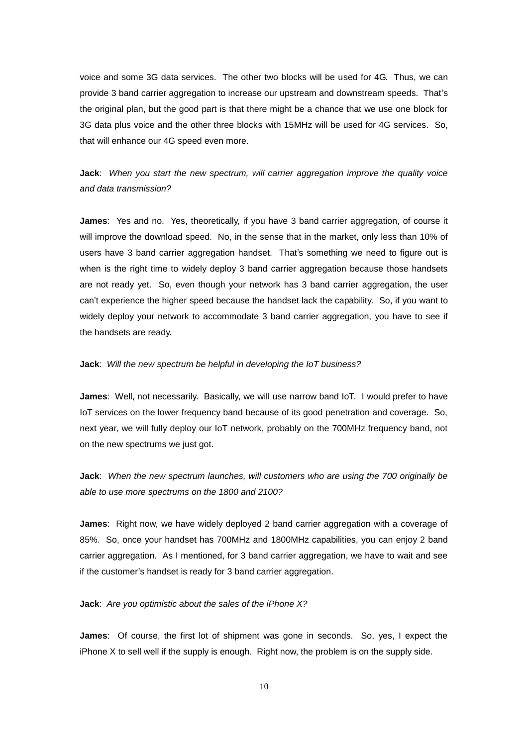voice and some 3G data services. The other two blocks will be used for 4G. Thus, we can provide 3 band carrier aggregation to increase our upstream and downstream speeds. That's the original plan, but the good part is that there might be a chance that we use one block for 3G data plus voice and the other three blocks with 15MHz will be used for 4G services. So, that will enhance our 4G speed even more.

**Jack**: *When you start the new spectrum, will carrier aggregation improve the quality voice and data transmission?*

**James**: Yes and no. Yes, theoretically, if you have 3 band carrier aggregation, of course it will improve the download speed. No, in the sense that in the market, only less than 10% of users have 3 band carrier aggregation handset. That's something we need to figure out is when is the right time to widely deploy 3 band carrier aggregation because those handsets are not ready yet. So, even though your network has 3 band carrier aggregation, the user can't experience the higher speed because the handset lack the capability. So, if you want to widely deploy your network to accommodate 3 band carrier aggregation, you have to see if the handsets are ready.

**Jack**: *Will the new spectrum be helpful in developing the IoT business?*

**James**: Well, not necessarily. Basically, we will use narrow band IoT. I would prefer to have IoT services on the lower frequency band because of its good penetration and coverage. So, next year, we will fully deploy our IoT network, probably on the 700MHz frequency band, not on the new spectrums we just got.

**Jack**: *When the new spectrum launches, will customers who are using the 700 originally be able to use more spectrums on the 1800 and 2100?*

**James**: Right now, we have widely deployed 2 band carrier aggregation with a coverage of 85%. So, once your handset has 700MHz and 1800MHz capabilities, you can enjoy 2 band carrier aggregation. As I mentioned, for 3 band carrier aggregation, we have to wait and see if the customer's handset is ready for 3 band carrier aggregation.

**Jack**: *Are you optimistic about the sales of the iPhone X?*

**James**: Of course, the first lot of shipment was gone in seconds. So, yes, I expect the iPhone X to sell well if the supply is enough. Right now, the problem is on the supply side.